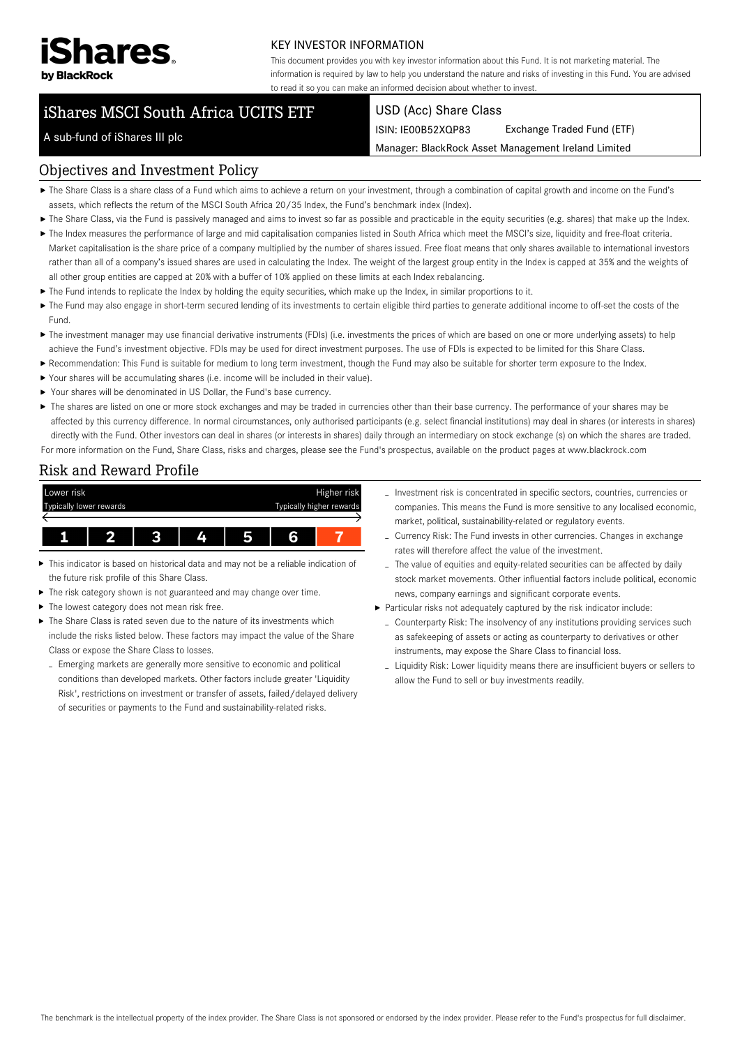iShares by BlackRock

KEY INVESTOR INFORMATION

This document provides you with key investor information about this Fund. It is not marketing material. The information is required by law to help you understand the nature and risks of investing in this Fund. You are advised to read it so you can make an informed decision about whether to invest.

# iShares MSCI South Africa UCITS ETF

A sub-fund of iShares III plc

USD (Acc) Share Class

ISIN: IE00B52XQP83 Exchange Traded Fund (ETF)

Manager: BlackRock Asset Management Ireland Limited

## Objectives and Investment Policy

- The Share Class is a share class of a Fund which aims to achieve a return on your investment, through a combination of capital growth and income on the Fund's assets, which reflects the return of the MSCI South Africa 20/35 Index, the Fund's benchmark index (Index).
- The Share Class, via the Fund is passively managed and aims to invest so far as possible and practicable in the equity securities (e.g. shares) that make up the Index.
- The Index measures the performance of large and mid capitalisation companies listed in South Africa which meet the MSCI's size, liquidity and free-float criteria. Market capitalisation is the share price of a company multiplied by the number of shares issued. Free float means that only shares available to international investors rather than all of a company's issued shares are used in calculating the Index. The weight of the largest group entity in the Index is capped at 35% and the weights of all other group entities are capped at 20% with a buffer of 10% applied on these limits at each Index rebalancing.
- The Fund intends to replicate the Index by holding the equity securities, which make up the Index, in similar proportions to it.
- The Fund may also engage in short-term secured lending of its investments to certain eligible third parties to generate additional income to off-set the costs of the Fund.
- The investment manager may use financial derivative instruments (FDIs) (i.e. investments the prices of which are based on one or more underlying assets) to help achieve the Fund's investment objective. FDIs may be used for direct investment purposes. The use of FDIs is expected to be limited for this Share Class.
- Recommendation: This Fund is suitable for medium to long term investment, though the Fund may also be suitable for shorter term exposure to the Index.
- Your shares will be accumulating shares (i.e. income will be included in their value).
- Your shares will be denominated in US Dollar, the Fund's base currency.
- The shares are listed on one or more stock exchanges and may be traded in currencies other than their base currency. The performance of your shares may be affected by this currency difference. In normal circumstances, only authorised participants (e.g. select financial institutions) may deal in shares (or interests in shares) directly with the Fund. Other investors can deal in shares (or interests in shares) daily through an intermediary on stock exchange (s) on which the shares are traded.

For more information on the Fund, Share Class, risks and charges, please see the Fund's prospectus, available on the product pages at www.blackrock.com

## Risk and Reward Profile

| Lower risk<br>Typically lower rewards | | | | | | Higher risk<br>Typically higher rewards |
|---|---|---|---|---|---|---|
| 1 | 2 | 3 | 4 | 5 | 6 | **7** |

- This indicator is based on historical data and may not be a reliable indication of the future risk profile of this Share Class.
- The risk category shown is not guaranteed and may change over time.
- The lowest category does not mean risk free.
- The Share Class is rated seven due to the nature of its investments which include the risks listed below. These factors may impact the value of the Share Class or expose the Share Class to losses.
  - Emerging markets are generally more sensitive to economic and political conditions than developed markets. Other factors include greater 'Liquidity Risk', restrictions on investment or transfer of assets, failed/delayed delivery of securities or payments to the Fund and sustainability-related risks.
  - Investment risk is concentrated in specific sectors, countries, currencies or companies. This means the Fund is more sensitive to any localised economic, market, political, sustainability-related or regulatory events.
  - Currency Risk: The Fund invests in other currencies. Changes in exchange rates will therefore affect the value of the investment.
  - The value of equities and equity-related securities can be affected by daily stock market movements. Other influential factors include political, economic news, company earnings and significant corporate events.
- Particular risks not adequately captured by the risk indicator include:
  - Counterparty Risk: The insolvency of any institutions providing services such as safekeeping of assets or acting as counterparty to derivatives or other instruments, may expose the Share Class to financial loss.
  - Liquidity Risk: Lower liquidity means there are insufficient buyers or sellers to allow the Fund to sell or buy investments readily.

The benchmark is the intellectual property of the index provider. The Share Class is not sponsored or endorsed by the index provider. Please refer to the Fund's prospectus for full disclaimer.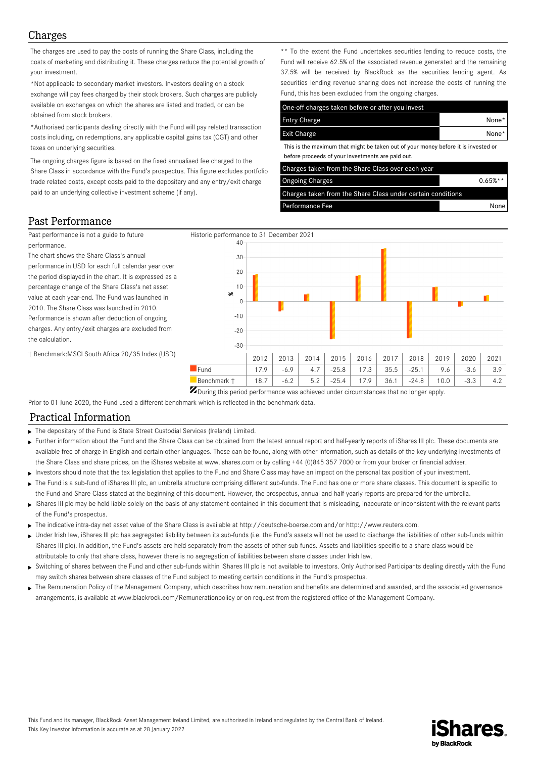## Charges

The charges are used to pay the costs of running the Share Class, including the costs of marketing and distributing it. These charges reduce the potential growth of your investment.

*Not applicable to secondary market investors. Investors dealing on a stock exchange will pay fees charged by their stock brokers. Such charges are publicly available on exchanges on which the shares are listed and traded, or can be obtained from stock brokers.

*Authorised participants dealing directly with the Fund will pay related transaction costs including, on redemptions, any applicable capital gains tax (CGT) and other taxes on underlying securities.

The ongoing charges figure is based on the fixed annualised fee charged to the Share Class in accordance with the Fund's prospectus. This figure excludes portfolio trade related costs, except costs paid to the depositary and any entry/exit charge paid to an underlying collective investment scheme (if any).

** To the extent the Fund undertakes securities lending to reduce costs, the Fund will receive 62.5% of the associated revenue generated and the remaining 37.5% will be received by BlackRock as the securities lending agent. As securities lending revenue sharing does not increase the costs of running the Fund, this has been excluded from the ongoing charges.

| One-off charges taken before or after you invest | |
|---|---|
| Entry Charge | None* |
| Exit Charge | None* |

This is the maximum that might be taken out of your money before it is invested or before proceeds of your investments are paid out.

| Charges taken from the Share Class over each year | |
|---|---|
| Ongoing Charges | 0.65%** |
| **Charges taken from the Share Class under certain conditions** | |
| Performance Fee | None |

## Past Performance

Past performance is not a guide to future performance.

The chart shows the Share Class's annual performance in USD for each full calendar year over the period displayed in the chart. It is expressed as a percentage change of the Share Class's net asset value at each year-end. The Fund was launched in 2010. The Share Class was launched in 2010.

Performance is shown after deduction of ongoing charges. Any entry/exit charges are excluded from the calculation.

† Benchmark:MSCI South Africa 20/35 Index (USD)

Historic performance to 31 December 2021

%

40
30
20
10
0
-10
-20
-30

| | 2012 | 2013 | 2014 | 2015 | 2016 | 2017 | 2018 | 2019 | 2020 | 2021 |
|---|---|---|---|---|---|---|---|---|---|---|
| Fund | 17.9 | -6.9 | 4.7 | -25.8 | 17.3 | 35.5 | -25.1 | 9.6 | -3.6 | 3.9 |
| Benchmark † | 18.7 | -6.2 | 5.2 | -25.4 | 17.9 | 36.1 | -24.8 | 10.0 | -3.3 | 4.2 |

During this period performance was achieved under circumstances that no longer apply.

Prior to 01 June 2020, the Fund used a different benchmark which is reflected in the benchmark data.

## Practical Information

- The depositary of the Fund is State Street Custodial Services (Ireland) Limited.
- Further information about the Fund and the Share Class can be obtained from the latest annual report and half-yearly reports of iShares III plc. These documents are available free of charge in English and certain other languages. These can be found, along with other information, such as details of the key underlying investments of the Share Class and share prices, on the iShares website at www.ishares.com or by calling +44 (0)845 357 7000 or from your broker or financial adviser.
- Investors should note that the tax legislation that applies to the Fund and Share Class may have an impact on the personal tax position of your investment.
- The Fund is a sub-fund of iShares III plc, an umbrella structure comprising different sub-funds. The Fund has one or more share classes. This document is specific to the Fund and Share Class stated at the beginning of this document. However, the prospectus, annual and half-yearly reports are prepared for the umbrella.
- iShares III plc may be held liable solely on the basis of any statement contained in this document that is misleading, inaccurate or inconsistent with the relevant parts of the Fund's prospectus.
- The indicative intra-day net asset value of the Share Class is available at http://deutsche-boerse.com and/or http://www.reuters.com.
- Under Irish law, iShares III plc has segregated liability between its sub-funds (i.e. the Fund's assets will not be used to discharge the liabilities of other sub-funds within iShares III plc). In addition, the Fund's assets are held separately from the assets of other sub-funds. Assets and liabilities specific to a share class would be attributable to only that share class, however there is no segregation of liabilities between share classes under Irish law.
- Switching of shares between the Fund and other sub-funds within iShares III plc is not available to investors. Only Authorised Participants dealing directly with the Fund may switch shares between share classes of the Fund subject to meeting certain conditions in the Fund's prospectus.
- The Remuneration Policy of the Management Company, which describes how remuneration and benefits are determined and awarded, and the associated governance arrangements, is available at www.blackrock.com/Remunerationpolicy or on request from the registered office of the Management Company.

This Fund and its manager, BlackRock Asset Management Ireland Limited, are authorised in Ireland and regulated by the Central Bank of Ireland.
This Key Investor Information is accurate as at 28 January 2022

iShares by BlackRock